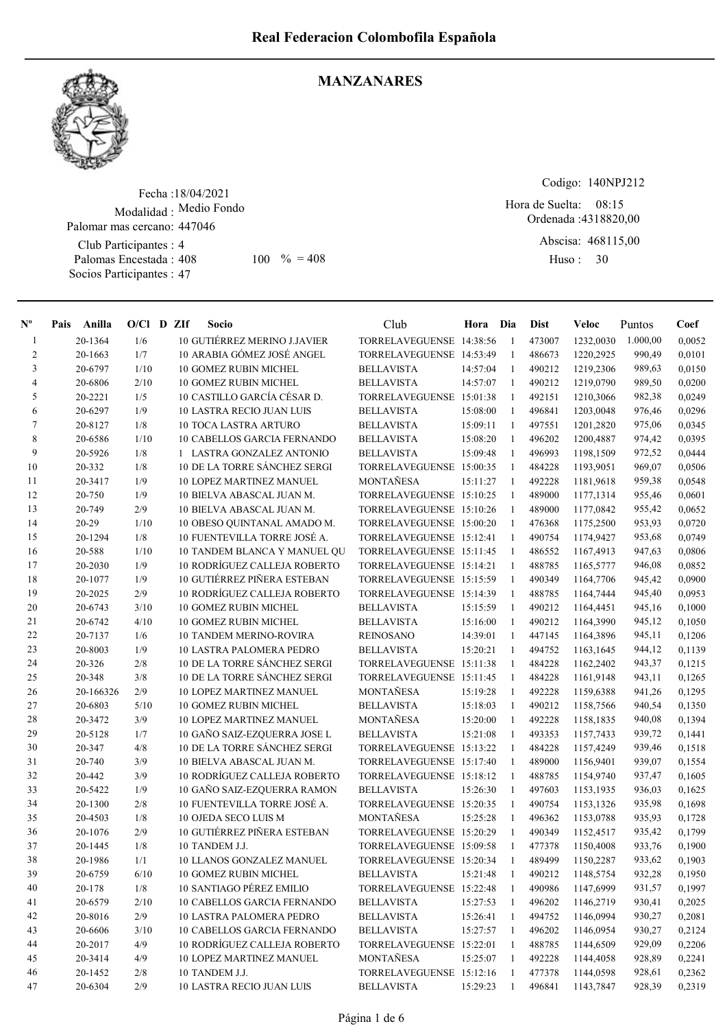# Real Federacion Colombofila Española

## MANZANARES

Fecha :18/04/2021
Modalidad : Medio Fondo
Palomar mas cercano: 447046
Club Participantes : 4
Palomas Encestada : 408 100 % = 408
Socios Participantes : 47

Codigo: 140NPJ212
Hora de Suelta: 08:15
Ordenada :4318820,00
Abscisa: 468115,00
Huso : 30

| Nº | Pais | Anilla | O/Cl | D | ZIf | Socio | Club | Hora | Dia | Dist | Veloc | Puntos | Coef |
|---|---|---|---|---|---|---|---|---|---|---|---|---|---|
| 1 | | 20-1364 | 1/6 | | 10 | GUTIÉRREZ MERINO J.JAVIER | TORRELAVEGUENSE | 14:38:56 | 1 | 473007 | 1232,0030 | 1.000,00 | 0,0052 |
| 2 | | 20-1663 | 1/7 | | 10 | ARABIA GÓMEZ JOSÉ ANGEL | TORRELAVEGUENSE | 14:53:49 | 1 | 486673 | 1220,2925 | 990,49 | 0,0101 |
| 3 | | 20-6797 | 1/10 | | 10 | GOMEZ RUBIN MICHEL | BELLAVISTA | 14:57:04 | 1 | 490212 | 1219,2306 | 989,63 | 0,0150 |
| 4 | | 20-6806 | 2/10 | | 10 | GOMEZ RUBIN MICHEL | BELLAVISTA | 14:57:07 | 1 | 490212 | 1219,0790 | 989,50 | 0,0200 |
| 5 | | 20-2221 | 1/5 | | 10 | CASTILLO GARCÍA CÉSAR D. | TORRELAVEGUENSE | 15:01:38 | 1 | 492151 | 1210,3066 | 982,38 | 0,0249 |
| 6 | | 20-6297 | 1/9 | | 10 | LASTRA RECIO JUAN LUIS | BELLAVISTA | 15:08:00 | 1 | 496841 | 1203,0048 | 976,46 | 0,0296 |
| 7 | | 20-8127 | 1/8 | | 10 | TOCA LASTRA ARTURO | BELLAVISTA | 15:09:11 | 1 | 497551 | 1201,2820 | 975,06 | 0,0345 |
| 8 | | 20-6586 | 1/10 | | 10 | CABELLOS GARCIA FERNANDO | BELLAVISTA | 15:08:20 | 1 | 496202 | 1200,4887 | 974,42 | 0,0395 |
| 9 | | 20-5926 | 1/8 | | 1 | LASTRA GONZALEZ ANTONIO | BELLAVISTA | 15:09:48 | 1 | 496993 | 1198,1509 | 972,52 | 0,0444 |
| 10 | | 20-332 | 1/8 | | 10 | DE LA TORRE SÁNCHEZ SERGI | TORRELAVEGUENSE | 15:00:35 | 1 | 484228 | 1193,9051 | 969,07 | 0,0506 |
| 11 | | 20-3417 | 1/9 | | 10 | LOPEZ MARTINEZ MANUEL | MONTAÑESA | 15:11:27 | 1 | 492228 | 1181,9618 | 959,38 | 0,0548 |
| 12 | | 20-750 | 1/9 | | 10 | BIELVA ABASCAL JUAN M. | TORRELAVEGUENSE | 15:10:25 | 1 | 489000 | 1177,1314 | 955,46 | 0,0601 |
| 13 | | 20-749 | 2/9 | | 10 | BIELVA ABASCAL JUAN M. | TORRELAVEGUENSE | 15:10:26 | 1 | 489000 | 1177,0842 | 955,42 | 0,0652 |
| 14 | | 20-29 | 1/10 | | 10 | OBESO QUINTANAL AMADO M. | TORRELAVEGUENSE | 15:00:20 | 1 | 476368 | 1175,2500 | 953,93 | 0,0720 |
| 15 | | 20-1294 | 1/8 | | 10 | FUENTEVILLA TORRE JOSÉ A. | TORRELAVEGUENSE | 15:12:41 | 1 | 490754 | 1174,9427 | 953,68 | 0,0749 |
| 16 | | 20-588 | 1/10 | | 10 | TANDEM BLANCA Y MANUEL QU | TORRELAVEGUENSE | 15:11:45 | 1 | 486552 | 1167,4913 | 947,63 | 0,0806 |
| 17 | | 20-2030 | 1/9 | | 10 | RODRÍGUEZ CALLEJA ROBERTO | TORRELAVEGUENSE | 15:14:21 | 1 | 488785 | 1165,5777 | 946,08 | 0,0852 |
| 18 | | 20-1077 | 1/9 | | 10 | GUTIÉRREZ PIÑERA ESTEBAN | TORRELAVEGUENSE | 15:15:59 | 1 | 490349 | 1164,7706 | 945,42 | 0,0900 |
| 19 | | 20-2025 | 2/9 | | 10 | RODRÍGUEZ CALLEJA ROBERTO | TORRELAVEGUENSE | 15:14:39 | 1 | 488785 | 1164,7444 | 945,40 | 0,0953 |
| 20 | | 20-6743 | 3/10 | | 10 | GOMEZ RUBIN MICHEL | BELLAVISTA | 15:15:59 | 1 | 490212 | 1164,4451 | 945,16 | 0,1000 |
| 21 | | 20-6742 | 4/10 | | 10 | GOMEZ RUBIN MICHEL | BELLAVISTA | 15:16:00 | 1 | 490212 | 1164,3990 | 945,12 | 0,1050 |
| 22 | | 20-7137 | 1/6 | | 10 | TANDEM MERINO-ROVIRA | REINOSANO | 14:39:01 | 1 | 447145 | 1164,3896 | 945,11 | 0,1206 |
| 23 | | 20-8003 | 1/9 | | 10 | LASTRA PALOMERA PEDRO | BELLAVISTA | 15:20:21 | 1 | 494752 | 1163,1645 | 944,12 | 0,1139 |
| 24 | | 20-326 | 2/8 | | 10 | DE LA TORRE SÁNCHEZ SERGI | TORRELAVEGUENSE | 15:11:38 | 1 | 484228 | 1162,2402 | 943,37 | 0,1215 |
| 25 | | 20-348 | 3/8 | | 10 | DE LA TORRE SÁNCHEZ SERGI | TORRELAVEGUENSE | 15:11:45 | 1 | 484228 | 1161,9148 | 943,11 | 0,1265 |
| 26 | | 20-166326 | 2/9 | | 10 | LOPEZ MARTINEZ MANUEL | MONTAÑESA | 15:19:28 | 1 | 492228 | 1159,6388 | 941,26 | 0,1295 |
| 27 | | 20-6803 | 5/10 | | 10 | GOMEZ RUBIN MICHEL | BELLAVISTA | 15:18:03 | 1 | 490212 | 1158,7566 | 940,54 | 0,1350 |
| 28 | | 20-3472 | 3/9 | | 10 | LOPEZ MARTINEZ MANUEL | MONTAÑESA | 15:20:00 | 1 | 492228 | 1158,1835 | 940,08 | 0,1394 |
| 29 | | 20-5128 | 1/7 | | 10 | GAÑO SAIZ-EZQUERRA JOSE L | BELLAVISTA | 15:21:08 | 1 | 493353 | 1157,7433 | 939,72 | 0,1441 |
| 30 | | 20-347 | 4/8 | | 10 | DE LA TORRE SÁNCHEZ SERGI | TORRELAVEGUENSE | 15:13:22 | 1 | 484228 | 1157,4249 | 939,46 | 0,1518 |
| 31 | | 20-740 | 3/9 | | 10 | BIELVA ABASCAL JUAN M. | TORRELAVEGUENSE | 15:17:40 | 1 | 489000 | 1156,9401 | 939,07 | 0,1554 |
| 32 | | 20-442 | 3/9 | | 10 | RODRÍGUEZ CALLEJA ROBERTO | TORRELAVEGUENSE | 15:18:12 | 1 | 488785 | 1154,9740 | 937,47 | 0,1605 |
| 33 | | 20-5422 | 1/9 | | 10 | GAÑO SAIZ-EZQUERRA RAMON | BELLAVISTA | 15:26:30 | 1 | 497603 | 1153,1935 | 936,03 | 0,1625 |
| 34 | | 20-1300 | 2/8 | | 10 | FUENTEVILLA TORRE JOSÉ A. | TORRELAVEGUENSE | 15:20:35 | 1 | 490754 | 1153,1326 | 935,98 | 0,1698 |
| 35 | | 20-4503 | 1/8 | | 10 | OJEDA SECO LUIS M | MONTAÑESA | 15:25:28 | 1 | 496362 | 1153,0788 | 935,93 | 0,1728 |
| 36 | | 20-1076 | 2/9 | | 10 | GUTIÉRREZ PIÑERA ESTEBAN | TORRELAVEGUENSE | 15:20:29 | 1 | 490349 | 1152,4517 | 935,42 | 0,1799 |
| 37 | | 20-1445 | 1/8 | | 10 | TANDEM J.J. | TORRELAVEGUENSE | 15:09:58 | 1 | 477378 | 1150,4008 | 933,76 | 0,1900 |
| 38 | | 20-1986 | 1/1 | | 10 | LLANOS GONZALEZ MANUEL | TORRELAVEGUENSE | 15:20:34 | 1 | 489499 | 1150,2287 | 933,62 | 0,1903 |
| 39 | | 20-6759 | 6/10 | | 10 | GOMEZ RUBIN MICHEL | BELLAVISTA | 15:21:48 | 1 | 490212 | 1148,5754 | 932,28 | 0,1950 |
| 40 | | 20-178 | 1/8 | | 10 | SANTIAGO PÉREZ EMILIO | TORRELAVEGUENSE | 15:22:48 | 1 | 490986 | 1147,6999 | 931,57 | 0,1997 |
| 41 | | 20-6579 | 2/10 | | 10 | CABELLOS GARCIA FERNANDO | BELLAVISTA | 15:27:53 | 1 | 496202 | 1146,2719 | 930,41 | 0,2025 |
| 42 | | 20-8016 | 2/9 | | 10 | LASTRA PALOMERA PEDRO | BELLAVISTA | 15:26:41 | 1 | 494752 | 1146,0994 | 930,27 | 0,2081 |
| 43 | | 20-6606 | 3/10 | | 10 | CABELLOS GARCIA FERNANDO | BELLAVISTA | 15:27:57 | 1 | 496202 | 1146,0954 | 930,27 | 0,2124 |
| 44 | | 20-2017 | 4/9 | | 10 | RODRÍGUEZ CALLEJA ROBERTO | TORRELAVEGUENSE | 15:22:01 | 1 | 488785 | 1144,6509 | 929,09 | 0,2206 |
| 45 | | 20-3414 | 4/9 | | 10 | LOPEZ MARTINEZ MANUEL | MONTAÑESA | 15:25:07 | 1 | 492228 | 1144,4058 | 928,89 | 0,2241 |
| 46 | | 20-1452 | 2/8 | | 10 | TANDEM J.J. | TORRELAVEGUENSE | 15:12:16 | 1 | 477378 | 1144,0598 | 928,61 | 0,2362 |
| 47 | | 20-6304 | 2/9 | | 10 | LASTRA RECIO JUAN LUIS | BELLAVISTA | 15:29:23 | 1 | 496841 | 1143,7847 | 928,39 | 0,2319 |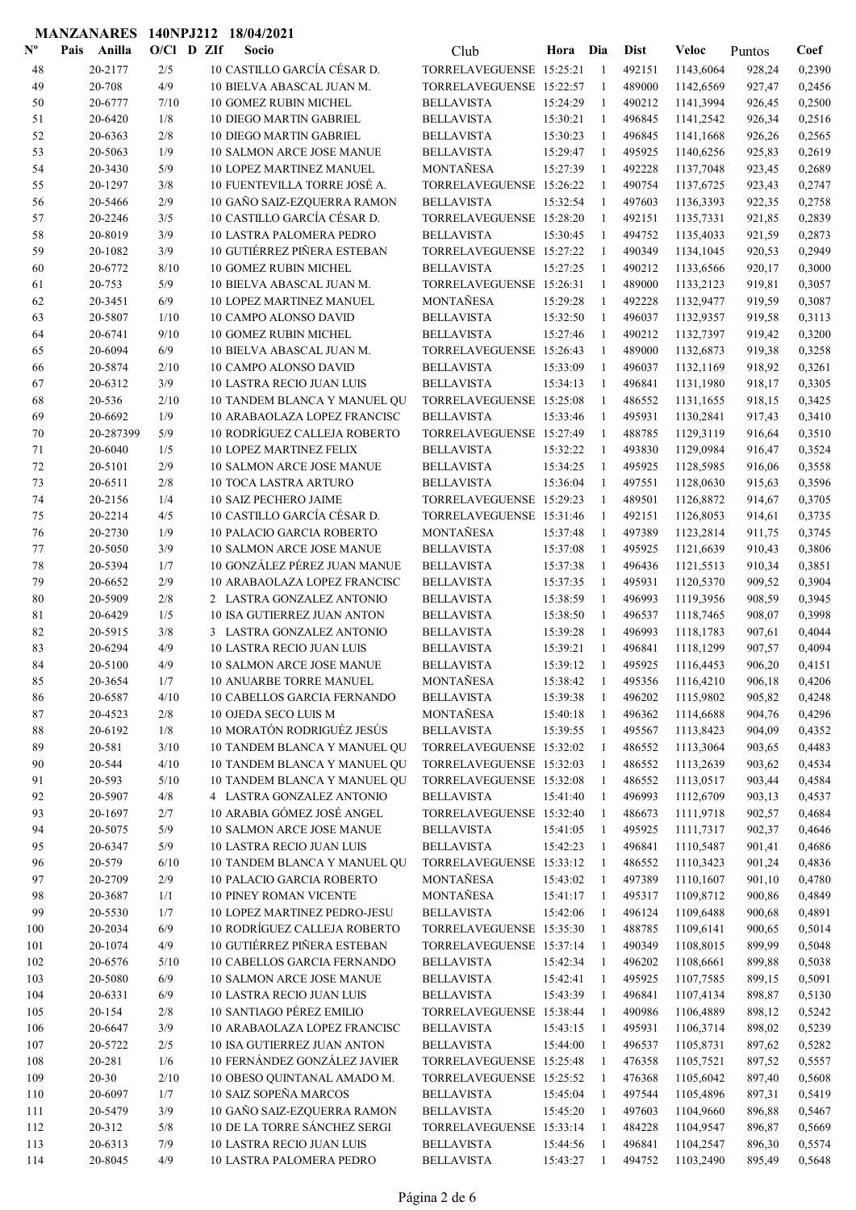**MANZANARES 140NPJ212 18/04/2021**

| Nº | Pais | Anilla | O/Cl | D | ZIf | Socio | Club | Hora | Dia | Dist | Veloc | Puntos | Coef |
|---|---|---|---|---|---|---|---|---|---|---|---|---|---|
| 48 | | 20-2177 | 2/5 | | 10 | CASTILLO GARCÍA CÉSAR D. | TORRELAVEGUENSE | 15:25:21 | 1 | 492151 | 1143,6064 | 928,24 | 0,2390 |
| 49 | | 20-708 | 4/9 | | 10 | BIELVA ABASCAL JUAN M. | TORRELAVEGUENSE | 15:22:57 | 1 | 489000 | 1142,6569 | 927,47 | 0,2456 |
| 50 | | 20-6777 | 7/10 | | 10 | GOMEZ RUBIN MICHEL | BELLAVISTA | 15:24:29 | 1 | 490212 | 1141,3994 | 926,45 | 0,2500 |
| 51 | | 20-6420 | 1/8 | | 10 | DIEGO MARTIN GABRIEL | BELLAVISTA | 15:30:21 | 1 | 496845 | 1141,2542 | 926,34 | 0,2516 |
| 52 | | 20-6363 | 2/8 | | 10 | DIEGO MARTIN GABRIEL | BELLAVISTA | 15:30:23 | 1 | 496845 | 1141,1668 | 926,26 | 0,2565 |
| 53 | | 20-5063 | 1/9 | | 10 | SALMON ARCE JOSE MANUE | BELLAVISTA | 15:29:47 | 1 | 495925 | 1140,6256 | 925,83 | 0,2619 |
| 54 | | 20-3430 | 5/9 | | 10 | LOPEZ MARTINEZ MANUEL | MONTAÑESA | 15:27:39 | 1 | 492228 | 1137,7048 | 923,45 | 0,2689 |
| 55 | | 20-1297 | 3/8 | | 10 | FUENTEVILLA TORRE JOSÉ A. | TORRELAVEGUENSE | 15:26:22 | 1 | 490754 | 1137,6725 | 923,43 | 0,2747 |
| 56 | | 20-5466 | 2/9 | | 10 | GAÑO SAIZ-EZQUERRA RAMON | BELLAVISTA | 15:32:54 | 1 | 497603 | 1136,3393 | 922,35 | 0,2758 |
| 57 | | 20-2246 | 3/5 | | 10 | CASTILLO GARCÍA CÉSAR D. | TORRELAVEGUENSE | 15:28:20 | 1 | 492151 | 1135,7331 | 921,85 | 0,2839 |
| 58 | | 20-8019 | 3/9 | | 10 | LASTRA PALOMERA PEDRO | BELLAVISTA | 15:30:45 | 1 | 494752 | 1135,4033 | 921,59 | 0,2873 |
| 59 | | 20-1082 | 3/9 | | 10 | GUTIÉRREZ PIÑERA ESTEBAN | TORRELAVEGUENSE | 15:27:22 | 1 | 490349 | 1134,1045 | 920,53 | 0,2949 |
| 60 | | 20-6772 | 8/10 | | 10 | GOMEZ RUBIN MICHEL | BELLAVISTA | 15:27:25 | 1 | 490212 | 1133,6566 | 920,17 | 0,3000 |
| 61 | | 20-753 | 5/9 | | 10 | BIELVA ABASCAL JUAN M. | TORRELAVEGUENSE | 15:26:31 | 1 | 489000 | 1133,2123 | 919,81 | 0,3057 |
| 62 | | 20-3451 | 6/9 | | 10 | LOPEZ MARTINEZ MANUEL | MONTAÑESA | 15:29:28 | 1 | 492228 | 1132,9477 | 919,59 | 0,3087 |
| 63 | | 20-5807 | 1/10 | | 10 | CAMPO ALONSO DAVID | BELLAVISTA | 15:32:50 | 1 | 496037 | 1132,9357 | 919,58 | 0,3113 |
| 64 | | 20-6741 | 9/10 | | 10 | GOMEZ RUBIN MICHEL | BELLAVISTA | 15:27:46 | 1 | 490212 | 1132,7397 | 919,42 | 0,3200 |
| 65 | | 20-6094 | 6/9 | | 10 | BIELVA ABASCAL JUAN M. | TORRELAVEGUENSE | 15:26:43 | 1 | 489000 | 1132,6873 | 919,38 | 0,3258 |
| 66 | | 20-5874 | 2/10 | | 10 | CAMPO ALONSO DAVID | BELLAVISTA | 15:33:09 | 1 | 496037 | 1132,1169 | 918,92 | 0,3261 |
| 67 | | 20-6312 | 3/9 | | 10 | LASTRA RECIO JUAN LUIS | BELLAVISTA | 15:34:13 | 1 | 496841 | 1131,1980 | 918,17 | 0,3305 |
| 68 | | 20-536 | 2/10 | | 10 | TANDEM BLANCA Y MANUEL QU | TORRELAVEGUENSE | 15:25:08 | 1 | 486552 | 1131,1655 | 918,15 | 0,3425 |
| 69 | | 20-6692 | 1/9 | | 10 | ARABAOLAZA LOPEZ FRANCISC | BELLAVISTA | 15:33:46 | 1 | 495931 | 1130,2841 | 917,43 | 0,3410 |
| 70 | | 20-287399 | 5/9 | | 10 | RODRÍGUEZ CALLEJA ROBERTO | TORRELAVEGUENSE | 15:27:49 | 1 | 488785 | 1129,3119 | 916,64 | 0,3510 |
| 71 | | 20-6040 | 1/5 | | 10 | LOPEZ MARTINEZ FELIX | BELLAVISTA | 15:32:22 | 1 | 493830 | 1129,0984 | 916,47 | 0,3524 |
| 72 | | 20-5101 | 2/9 | | 10 | SALMON ARCE JOSE MANUE | BELLAVISTA | 15:34:25 | 1 | 495925 | 1128,5985 | 916,06 | 0,3558 |
| 73 | | 20-6511 | 2/8 | | 10 | TOCA LASTRA ARTURO | BELLAVISTA | 15:36:04 | 1 | 497551 | 1128,0630 | 915,63 | 0,3596 |
| 74 | | 20-2156 | 1/4 | | 10 | SAIZ PECHERO JAIME | TORRELAVEGUENSE | 15:29:23 | 1 | 489501 | 1126,8872 | 914,67 | 0,3705 |
| 75 | | 20-2214 | 4/5 | | 10 | CASTILLO GARCÍA CÉSAR D. | TORRELAVEGUENSE | 15:31:46 | 1 | 492151 | 1126,8053 | 914,61 | 0,3735 |
| 76 | | 20-2730 | 1/9 | | 10 | PALACIO GARCIA ROBERTO | MONTAÑESA | 15:37:48 | 1 | 497389 | 1123,2814 | 911,75 | 0,3745 |
| 77 | | 20-5050 | 3/9 | | 10 | SALMON ARCE JOSE MANUE | BELLAVISTA | 15:37:08 | 1 | 495925 | 1121,6639 | 910,43 | 0,3806 |
| 78 | | 20-5394 | 1/7 | | 10 | GONZÁLEZ PÉREZ JUAN MANUE | BELLAVISTA | 15:37:38 | 1 | 496436 | 1121,5513 | 910,34 | 0,3851 |
| 79 | | 20-6652 | 2/9 | | 10 | ARABAOLAZA LOPEZ FRANCISC | BELLAVISTA | 15:37:35 | 1 | 495931 | 1120,5370 | 909,52 | 0,3904 |
| 80 | | 20-5909 | 2/8 | | 2 | LASTRA GONZALEZ ANTONIO | BELLAVISTA | 15:38:59 | 1 | 496993 | 1119,3956 | 908,59 | 0,3945 |
| 81 | | 20-6429 | 1/5 | | 10 | ISA GUTIERREZ JUAN ANTON | BELLAVISTA | 15:38:50 | 1 | 496537 | 1118,7465 | 908,07 | 0,3998 |
| 82 | | 20-5915 | 3/8 | | 3 | LASTRA GONZALEZ ANTONIO | BELLAVISTA | 15:39:28 | 1 | 496993 | 1118,1783 | 907,61 | 0,4044 |
| 83 | | 20-6294 | 4/9 | | 10 | LASTRA RECIO JUAN LUIS | BELLAVISTA | 15:39:21 | 1 | 496841 | 1118,1299 | 907,57 | 0,4094 |
| 84 | | 20-5100 | 4/9 | | 10 | SALMON ARCE JOSE MANUE | BELLAVISTA | 15:39:12 | 1 | 495925 | 1116,4453 | 906,20 | 0,4151 |
| 85 | | 20-3654 | 1/7 | | 10 | ANUARBE TORRE MANUEL | MONTAÑESA | 15:38:42 | 1 | 495356 | 1116,4210 | 906,18 | 0,4206 |
| 86 | | 20-6587 | 4/10 | | 10 | CABELLOS GARCIA FERNANDO | BELLAVISTA | 15:39:38 | 1 | 496202 | 1115,9802 | 905,82 | 0,4248 |
| 87 | | 20-4523 | 2/8 | | 10 | OJEDA SECO LUIS M | MONTAÑESA | 15:40:18 | 1 | 496362 | 1114,6688 | 904,76 | 0,4296 |
| 88 | | 20-6192 | 1/8 | | 10 | MORATÓN RODRIGUÉZ JESÚS | BELLAVISTA | 15:39:55 | 1 | 495567 | 1113,8423 | 904,09 | 0,4352 |
| 89 | | 20-581 | 3/10 | | 10 | TANDEM BLANCA Y MANUEL QU | TORRELAVEGUENSE | 15:32:02 | 1 | 486552 | 1113,3064 | 903,65 | 0,4483 |
| 90 | | 20-544 | 4/10 | | 10 | TANDEM BLANCA Y MANUEL QU | TORRELAVEGUENSE | 15:32:03 | 1 | 486552 | 1113,2639 | 903,62 | 0,4534 |
| 91 | | 20-593 | 5/10 | | 10 | TANDEM BLANCA Y MANUEL QU | TORRELAVEGUENSE | 15:32:08 | 1 | 486552 | 1113,0517 | 903,44 | 0,4584 |
| 92 | | 20-5907 | 4/8 | | 4 | LASTRA GONZALEZ ANTONIO | BELLAVISTA | 15:41:40 | 1 | 496993 | 1112,6709 | 903,13 | 0,4537 |
| 93 | | 20-1697 | 2/7 | | 10 | ARABIA GÓMEZ JOSÉ ANGEL | TORRELAVEGUENSE | 15:32:40 | 1 | 486673 | 1111,9718 | 902,57 | 0,4684 |
| 94 | | 20-5075 | 5/9 | | 10 | SALMON ARCE JOSE MANUE | BELLAVISTA | 15:41:05 | 1 | 495925 | 1111,7317 | 902,37 | 0,4646 |
| 95 | | 20-6347 | 5/9 | | 10 | LASTRA RECIO JUAN LUIS | BELLAVISTA | 15:42:23 | 1 | 496841 | 1110,5487 | 901,41 | 0,4686 |
| 96 | | 20-579 | 6/10 | | 10 | TANDEM BLANCA Y MANUEL QU | TORRELAVEGUENSE | 15:33:12 | 1 | 486552 | 1110,3423 | 901,24 | 0,4836 |
| 97 | | 20-2709 | 2/9 | | 10 | PALACIO GARCIA ROBERTO | MONTAÑESA | 15:43:02 | 1 | 497389 | 1110,1607 | 901,10 | 0,4780 |
| 98 | | 20-3687 | 1/1 | | 10 | PINEY ROMAN VICENTE | MONTAÑESA | 15:41:17 | 1 | 495317 | 1109,8712 | 900,86 | 0,4849 |
| 99 | | 20-5530 | 1/7 | | 10 | LOPEZ MARTINEZ PEDRO-JESU | BELLAVISTA | 15:42:06 | 1 | 496124 | 1109,6488 | 900,68 | 0,4891 |
| 100 | | 20-2034 | 6/9 | | 10 | RODRÍGUEZ CALLEJA ROBERTO | TORRELAVEGUENSE | 15:35:30 | 1 | 488785 | 1109,6141 | 900,65 | 0,5014 |
| 101 | | 20-1074 | 4/9 | | 10 | GUTIÉRREZ PIÑERA ESTEBAN | TORRELAVEGUENSE | 15:37:14 | 1 | 490349 | 1108,8015 | 899,99 | 0,5048 |
| 102 | | 20-6576 | 5/10 | | 10 | CABELLOS GARCIA FERNANDO | BELLAVISTA | 15:42:34 | 1 | 496202 | 1108,6661 | 899,88 | 0,5038 |
| 103 | | 20-5080 | 6/9 | | 10 | SALMON ARCE JOSE MANUE | BELLAVISTA | 15:42:41 | 1 | 495925 | 1107,7585 | 899,15 | 0,5091 |
| 104 | | 20-6331 | 6/9 | | 10 | LASTRA RECIO JUAN LUIS | BELLAVISTA | 15:43:39 | 1 | 496841 | 1107,4134 | 898,87 | 0,5130 |
| 105 | | 20-154 | 2/8 | | 10 | SANTIAGO PÉREZ EMILIO | TORRELAVEGUENSE | 15:38:44 | 1 | 490986 | 1106,4889 | 898,12 | 0,5242 |
| 106 | | 20-6647 | 3/9 | | 10 | ARABAOLAZA LOPEZ FRANCISC | BELLAVISTA | 15:43:15 | 1 | 495931 | 1106,3714 | 898,02 | 0,5239 |
| 107 | | 20-5722 | 2/5 | | 10 | ISA GUTIERREZ JUAN ANTON | BELLAVISTA | 15:44:00 | 1 | 496537 | 1105,8731 | 897,62 | 0,5282 |
| 108 | | 20-281 | 1/6 | | 10 | FERNÁNDEZ GONZÁLEZ JAVIER | TORRELAVEGUENSE | 15:25:48 | 1 | 476358 | 1105,7521 | 897,52 | 0,5557 |
| 109 | | 20-30 | 2/10 | | 10 | OBESO QUINTANAL AMADO M. | TORRELAVEGUENSE | 15:25:52 | 1 | 476368 | 1105,6042 | 897,40 | 0,5608 |
| 110 | | 20-6097 | 1/7 | | 10 | SAIZ SOPEÑA MARCOS | BELLAVISTA | 15:45:04 | 1 | 497544 | 1105,4896 | 897,31 | 0,5419 |
| 111 | | 20-5479 | 3/9 | | 10 | GAÑO SAIZ-EZQUERRA RAMON | BELLAVISTA | 15:45:20 | 1 | 497603 | 1104,9660 | 896,88 | 0,5467 |
| 112 | | 20-312 | 5/8 | | 10 | DE LA TORRE SÁNCHEZ SERGI | TORRELAVEGUENSE | 15:33:14 | 1 | 484228 | 1104,9547 | 896,87 | 0,5669 |
| 113 | | 20-6313 | 7/9 | | 10 | LASTRA RECIO JUAN LUIS | BELLAVISTA | 15:44:56 | 1 | 496841 | 1104,2547 | 896,30 | 0,5574 |
| 114 | | 20-8045 | 4/9 | | 10 | LASTRA PALOMERA PEDRO | BELLAVISTA | 15:43:27 | 1 | 494752 | 1103,2490 | 895,49 | 0,5648 |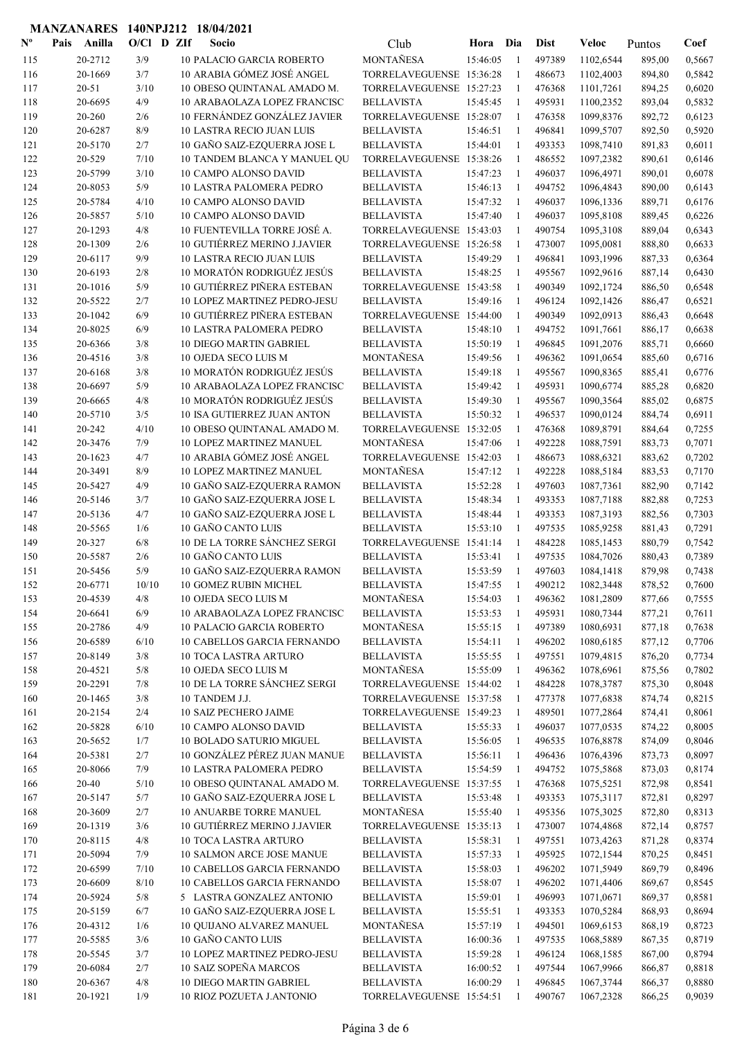**MANZANARES 140NPJ212 18/04/2021**

| Nº | Pais | Anilla | O/Cl | D | ZIf | Socio | Club | Hora | Dia | Dist | Veloc | Puntos | Coef |
|---|---|---|---|---|---|---|---|---|---|---|---|---|---|
| 115 | | 20-2712 | 3/9 | 10 | | PALACIO GARCIA ROBERTO | MONTAÑESA | 15:46:05 | 1 | 497389 | 1102,6544 | 895,00 | 0,5667 |
| 116 | | 20-1669 | 3/7 | 10 | | ARABIA GÓMEZ JOSÉ ANGEL | TORRELAVEGUENSE | 15:36:28 | 1 | 486673 | 1102,4003 | 894,80 | 0,5842 |
| 117 | | 20-51 | 3/10 | 10 | | OBESO QUINTANAL AMADO M. | TORRELAVEGUENSE | 15:27:23 | 1 | 476368 | 1101,7261 | 894,25 | 0,6020 |
| 118 | | 20-6695 | 4/9 | 10 | | ARABAOLAZA LOPEZ FRANCISC | BELLAVISTA | 15:45:45 | 1 | 495931 | 1100,2352 | 893,04 | 0,5832 |
| 119 | | 20-260 | 2/6 | 10 | | FERNÁNDEZ GONZÁLEZ JAVIER | TORRELAVEGUENSE | 15:28:07 | 1 | 476358 | 1099,8376 | 892,72 | 0,6123 |
| 120 | | 20-6287 | 8/9 | 10 | | LASTRA RECIO JUAN LUIS | BELLAVISTA | 15:46:51 | 1 | 496841 | 1099,5707 | 892,50 | 0,5920 |
| 121 | | 20-5170 | 2/7 | 10 | | GAÑO SAIZ-EZQUERRA JOSE L | BELLAVISTA | 15:44:01 | 1 | 493353 | 1098,7410 | 891,83 | 0,6011 |
| 122 | | 20-529 | 7/10 | 10 | | TANDEM BLANCA Y MANUEL QU | TORRELAVEGUENSE | 15:38:26 | 1 | 486552 | 1097,2382 | 890,61 | 0,6146 |
| 123 | | 20-5799 | 3/10 | 10 | | CAMPO ALONSO DAVID | BELLAVISTA | 15:47:23 | 1 | 496037 | 1096,4971 | 890,01 | 0,6078 |
| 124 | | 20-8053 | 5/9 | 10 | | LASTRA PALOMERA PEDRO | BELLAVISTA | 15:46:13 | 1 | 494752 | 1096,4837 | 890,00 | 0,6143 |
| 125 | | 20-5784 | 4/10 | 10 | | CAMPO ALONSO DAVID | BELLAVISTA | 15:47:32 | 1 | 496037 | 1096,1336 | 889,71 | 0,6176 |
| 126 | | 20-5857 | 5/10 | 10 | | CAMPO ALONSO DAVID | BELLAVISTA | 15:47:40 | 1 | 496037 | 1095,8108 | 889,45 | 0,6226 |
| 127 | | 20-1293 | 4/8 | 10 | | FUENTEVILLA TORRE JOSÉ A. | TORRELAVEGUENSE | 15:43:03 | 1 | 490754 | 1095,3108 | 889,04 | 0,6343 |
| 128 | | 20-1309 | 2/6 | 10 | | GUTIÉRREZ MERINO J.JAVIER | TORRELAVEGUENSE | 15:26:58 | 1 | 473007 | 1095,0081 | 888,80 | 0,6633 |
| 129 | | 20-6117 | 9/9 | 10 | | LASTRA RECIO JUAN LUIS | BELLAVISTA | 15:49:29 | 1 | 496841 | 1093,1996 | 887,33 | 0,6364 |
| 130 | | 20-6193 | 2/8 | 10 | | MORATÓN RODRIGUÉZ JESÚS | BELLAVISTA | 15:48:25 | 1 | 495567 | 1092,9616 | 887,14 | 0,6430 |
| 131 | | 20-1016 | 5/9 | 10 | | GUTIÉRREZ PIÑERA ESTEBAN | TORRELAVEGUENSE | 15:43:58 | 1 | 490349 | 1092,1724 | 886,50 | 0,6548 |
| 132 | | 20-5522 | 2/7 | 10 | | LOPEZ MARTINEZ PEDRO-JESU | BELLAVISTA | 15:49:16 | 1 | 496124 | 1092,1426 | 886,47 | 0,6521 |
| 133 | | 20-1042 | 6/9 | 10 | | GUTIÉRREZ PIÑERA ESTEBAN | TORRELAVEGUENSE | 15:44:00 | 1 | 490349 | 1092,0913 | 886,43 | 0,6648 |
| 134 | | 20-8025 | 6/9 | 10 | | LASTRA PALOMERA PEDRO | BELLAVISTA | 15:48:10 | 1 | 494752 | 1091,7661 | 886,17 | 0,6638 |
| 135 | | 20-6366 | 3/8 | 10 | | DIEGO MARTIN GABRIEL | BELLAVISTA | 15:50:19 | 1 | 496845 | 1091,2076 | 885,71 | 0,6660 |
| 136 | | 20-4516 | 3/8 | 10 | | OJEDA SECO LUIS M | MONTAÑESA | 15:49:56 | 1 | 496362 | 1091,0654 | 885,60 | 0,6716 |
| 137 | | 20-6168 | 3/8 | 10 | | MORATÓN RODRIGUÉZ JESÚS | BELLAVISTA | 15:49:18 | 1 | 495567 | 1090,8365 | 885,41 | 0,6776 |
| 138 | | 20-6697 | 5/9 | 10 | | ARABAOLAZA LOPEZ FRANCISC | BELLAVISTA | 15:49:42 | 1 | 495931 | 1090,6774 | 885,28 | 0,6820 |
| 139 | | 20-6665 | 4/8 | 10 | | MORATÓN RODRIGUÉZ JESÚS | BELLAVISTA | 15:49:30 | 1 | 495567 | 1090,3564 | 885,02 | 0,6875 |
| 140 | | 20-5710 | 3/5 | 10 | | ISA GUTIERREZ JUAN ANTON | BELLAVISTA | 15:50:32 | 1 | 496537 | 1090,0124 | 884,74 | 0,6911 |
| 141 | | 20-242 | 4/10 | 10 | | OBESO QUINTANAL AMADO M. | TORRELAVEGUENSE | 15:32:05 | 1 | 476368 | 1089,8791 | 884,64 | 0,7255 |
| 142 | | 20-3476 | 7/9 | 10 | | LOPEZ MARTINEZ MANUEL | MONTAÑESA | 15:47:06 | 1 | 492228 | 1088,7591 | 883,73 | 0,7071 |
| 143 | | 20-1623 | 4/7 | 10 | | ARABIA GÓMEZ JOSÉ ANGEL | TORRELAVEGUENSE | 15:42:03 | 1 | 486673 | 1088,6321 | 883,62 | 0,7202 |
| 144 | | 20-3491 | 8/9 | 10 | | LOPEZ MARTINEZ MANUEL | MONTAÑESA | 15:47:12 | 1 | 492228 | 1088,5184 | 883,53 | 0,7170 |
| 145 | | 20-5427 | 4/9 | 10 | | GAÑO SAIZ-EZQUERRA RAMON | BELLAVISTA | 15:52:28 | 1 | 497603 | 1087,7361 | 882,90 | 0,7142 |
| 146 | | 20-5146 | 3/7 | 10 | | GAÑO SAIZ-EZQUERRA JOSE L | BELLAVISTA | 15:48:34 | 1 | 493353 | 1087,7188 | 882,88 | 0,7253 |
| 147 | | 20-5136 | 4/7 | 10 | | GAÑO SAIZ-EZQUERRA JOSE L | BELLAVISTA | 15:48:44 | 1 | 493353 | 1087,3193 | 882,56 | 0,7303 |
| 148 | | 20-5565 | 1/6 | 10 | | GAÑO CANTO LUIS | BELLAVISTA | 15:53:10 | 1 | 497535 | 1085,9258 | 881,43 | 0,7291 |
| 149 | | 20-327 | 6/8 | 10 | | DE LA TORRE SÁNCHEZ SERGI | TORRELAVEGUENSE | 15:41:14 | 1 | 484228 | 1085,1453 | 880,79 | 0,7542 |
| 150 | | 20-5587 | 2/6 | 10 | | GAÑO CANTO LUIS | BELLAVISTA | 15:53:41 | 1 | 497535 | 1084,7026 | 880,43 | 0,7389 |
| 151 | | 20-5456 | 5/9 | 10 | | GAÑO SAIZ-EZQUERRA RAMON | BELLAVISTA | 15:53:59 | 1 | 497603 | 1084,1418 | 879,98 | 0,7438 |
| 152 | | 20-6771 | 10/10 | 10 | | GOMEZ RUBIN MICHEL | BELLAVISTA | 15:47:55 | 1 | 490212 | 1082,3448 | 878,52 | 0,7600 |
| 153 | | 20-4539 | 4/8 | 10 | | OJEDA SECO LUIS M | MONTAÑESA | 15:54:03 | 1 | 496362 | 1081,2809 | 877,66 | 0,7555 |
| 154 | | 20-6641 | 6/9 | 10 | | ARABAOLAZA LOPEZ FRANCISC | BELLAVISTA | 15:53:53 | 1 | 495931 | 1080,7344 | 877,21 | 0,7611 |
| 155 | | 20-2786 | 4/9 | 10 | | PALACIO GARCIA ROBERTO | MONTAÑESA | 15:55:15 | 1 | 497389 | 1080,6931 | 877,18 | 0,7638 |
| 156 | | 20-6589 | 6/10 | 10 | | CABELLOS GARCIA FERNANDO | BELLAVISTA | 15:54:11 | 1 | 496202 | 1080,6185 | 877,12 | 0,7706 |
| 157 | | 20-8149 | 3/8 | 10 | | TOCA LASTRA ARTURO | BELLAVISTA | 15:55:55 | 1 | 497551 | 1079,4815 | 876,20 | 0,7734 |
| 158 | | 20-4521 | 5/8 | 10 | | OJEDA SECO LUIS M | MONTAÑESA | 15:55:09 | 1 | 496362 | 1078,6961 | 875,56 | 0,7802 |
| 159 | | 20-2291 | 7/8 | 10 | | DE LA TORRE SÁNCHEZ SERGI | TORRELAVEGUENSE | 15:44:02 | 1 | 484228 | 1078,3787 | 875,30 | 0,8048 |
| 160 | | 20-1465 | 3/8 | 10 | | TANDEM J.J. | TORRELAVEGUENSE | 15:37:58 | 1 | 477378 | 1077,6838 | 874,74 | 0,8215 |
| 161 | | 20-2154 | 2/4 | 10 | | SAIZ PECHERO JAIME | TORRELAVEGUENSE | 15:49:23 | 1 | 489501 | 1077,2864 | 874,41 | 0,8061 |
| 162 | | 20-5828 | 6/10 | 10 | | CAMPO ALONSO DAVID | BELLAVISTA | 15:55:33 | 1 | 496037 | 1077,0535 | 874,22 | 0,8005 |
| 163 | | 20-5652 | 1/7 | 10 | | BOLADO SATURIO MIGUEL | BELLAVISTA | 15:56:05 | 1 | 496535 | 1076,8878 | 874,09 | 0,8046 |
| 164 | | 20-5381 | 2/7 | 10 | | GONZÁLEZ PÉREZ JUAN MANUE | BELLAVISTA | 15:56:11 | 1 | 496436 | 1076,4396 | 873,73 | 0,8097 |
| 165 | | 20-8066 | 7/9 | 10 | | LASTRA PALOMERA PEDRO | BELLAVISTA | 15:54:59 | 1 | 494752 | 1075,5868 | 873,03 | 0,8174 |
| 166 | | 20-40 | 5/10 | 10 | | OBESO QUINTANAL AMADO M. | TORRELAVEGUENSE | 15:37:55 | 1 | 476368 | 1075,5251 | 872,98 | 0,8541 |
| 167 | | 20-5147 | 5/7 | 10 | | GAÑO SAIZ-EZQUERRA JOSE L | BELLAVISTA | 15:53:48 | 1 | 493353 | 1075,3117 | 872,81 | 0,8297 |
| 168 | | 20-3609 | 2/7 | 10 | | ANUARBE TORRE MANUEL | MONTAÑESA | 15:55:40 | 1 | 495356 | 1075,3025 | 872,80 | 0,8313 |
| 169 | | 20-1319 | 3/6 | 10 | | GUTIÉRREZ MERINO J.JAVIER | TORRELAVEGUENSE | 15:35:13 | 1 | 473007 | 1074,4868 | 872,14 | 0,8757 |
| 170 | | 20-8115 | 4/8 | 10 | | TOCA LASTRA ARTURO | BELLAVISTA | 15:58:31 | 1 | 497551 | 1073,4263 | 871,28 | 0,8374 |
| 171 | | 20-5094 | 7/9 | 10 | | SALMON ARCE JOSE MANUE | BELLAVISTA | 15:57:33 | 1 | 495925 | 1072,1544 | 870,25 | 0,8451 |
| 172 | | 20-6599 | 7/10 | 10 | | CABELLOS GARCIA FERNANDO | BELLAVISTA | 15:58:03 | 1 | 496202 | 1071,5949 | 869,79 | 0,8496 |
| 173 | | 20-6609 | 8/10 | 10 | | CABELLOS GARCIA FERNANDO | BELLAVISTA | 15:58:07 | 1 | 496202 | 1071,4406 | 869,67 | 0,8545 |
| 174 | | 20-5924 | 5/8 | 5 | | LASTRA GONZALEZ ANTONIO | BELLAVISTA | 15:59:01 | 1 | 496993 | 1071,0671 | 869,37 | 0,8581 |
| 175 | | 20-5159 | 6/7 | 10 | | GAÑO SAIZ-EZQUERRA JOSE L | BELLAVISTA | 15:55:51 | 1 | 493353 | 1070,5284 | 868,93 | 0,8694 |
| 176 | | 20-4312 | 1/6 | 10 | | QUIJANO ALVAREZ MANUEL | MONTAÑESA | 15:57:19 | 1 | 494501 | 1069,6153 | 868,19 | 0,8723 |
| 177 | | 20-5585 | 3/6 | 10 | | GAÑO CANTO LUIS | BELLAVISTA | 16:00:36 | 1 | 497535 | 1068,5889 | 867,35 | 0,8719 |
| 178 | | 20-5545 | 3/7 | 10 | | LOPEZ MARTINEZ PEDRO-JESU | BELLAVISTA | 15:59:28 | 1 | 496124 | 1068,1585 | 867,00 | 0,8794 |
| 179 | | 20-6084 | 2/7 | 10 | | SAIZ SOPEÑA MARCOS | BELLAVISTA | 16:00:52 | 1 | 497544 | 1067,9966 | 866,87 | 0,8818 |
| 180 | | 20-6367 | 4/8 | 10 | | DIEGO MARTIN GABRIEL | BELLAVISTA | 16:00:29 | 1 | 496845 | 1067,3744 | 866,37 | 0,8880 |
| 181 | | 20-1921 | 1/9 | 10 | | RIOZ POZUETA J.ANTONIO | TORRELAVEGUENSE | 15:54:51 | 1 | 490767 | 1067,2328 | 866,25 | 0,9039 |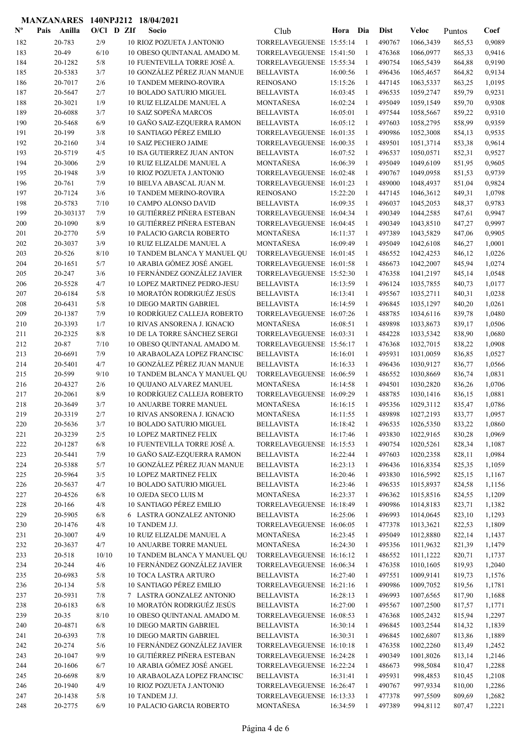**MANZANARES 140NPJ212 18/04/2021**

| Nº | Pais | Anilla | O/Cl | D | ZIf | Socio | Club | Hora | Dia | Dist | Veloc | Puntos | Coef |
|---|---|---|---|---|---|---|---|---|---|---|---|---|---|
| 182 | | 20-783 | 2/9 | | 10 | RIOZ POZUETA J.ANTONIO | TORRELAVEGUENSE | 15:55:14 | 1 | 490767 | 1066,3439 | 865,53 | 0,9089 |
| 183 | | 20-49 | 6/10 | | 10 | OBESO QUINTANAL AMADO M. | TORRELAVEGUENSE | 15:41:50 | 1 | 476368 | 1066,0977 | 865,33 | 0,9416 |
| 184 | | 20-1282 | 5/8 | | 10 | FUENTEVILLA TORRE JOSÉ A. | TORRELAVEGUENSE | 15:55:34 | 1 | 490754 | 1065,5439 | 864,88 | 0,9190 |
| 185 | | 20-5383 | 3/7 | | 10 | GONZÁLEZ PÉREZ JUAN MANUE | BELLAVISTA | 16:00:56 | 1 | 496436 | 1065,4657 | 864,82 | 0,9134 |
| 186 | | 20-7017 | 2/6 | | 10 | TANDEM MERINO-ROVIRA | REINOSANO | 15:15:26 | 1 | 447145 | 1063,5337 | 863,25 | 1,0195 |
| 187 | | 20-5647 | 2/7 | | 10 | BOLADO SATURIO MIGUEL | BELLAVISTA | 16:03:45 | 1 | 496535 | 1059,2747 | 859,79 | 0,9231 |
| 188 | | 20-3021 | 1/9 | | 10 | RUIZ ELIZALDE MANUEL A | MONTAÑESA | 16:02:24 | 1 | 495049 | 1059,1549 | 859,70 | 0,9308 |
| 189 | | 20-6088 | 3/7 | | 10 | SAIZ SOPEÑA MARCOS | BELLAVISTA | 16:05:01 | 1 | 497544 | 1058,5667 | 859,22 | 0,9310 |
| 190 | | 20-5468 | 6/9 | | 10 | GAÑO SAIZ-EZQUERRA RAMON | BELLAVISTA | 16:05:12 | 1 | 497603 | 1058,2795 | 858,99 | 0,9359 |
| 191 | | 20-199 | 3/8 | | 10 | SANTIAGO PÉREZ EMILIO | TORRELAVEGUENSE | 16:01:35 | 1 | 490986 | 1052,3008 | 854,13 | 0,9535 |
| 192 | | 20-2160 | 3/4 | | 10 | SAIZ PECHERO JAIME | TORRELAVEGUENSE | 16:00:35 | 1 | 489501 | 1051,3714 | 853,38 | 0,9614 |
| 193 | | 20-5719 | 4/5 | | 10 | ISA GUTIERREZ JUAN ANTON | BELLAVISTA | 16:07:52 | 1 | 496537 | 1050,0571 | 852,31 | 0,9527 |
| 194 | | 20-3006 | 2/9 | | 10 | RUIZ ELIZALDE MANUEL A | MONTAÑESA | 16:06:39 | 1 | 495049 | 1049,6109 | 851,95 | 0,9605 |
| 195 | | 20-1948 | 3/9 | | 10 | RIOZ POZUETA J.ANTONIO | TORRELAVEGUENSE | 16:02:48 | 1 | 490767 | 1049,0958 | 851,53 | 0,9739 |
| 196 | | 20-761 | 7/9 | | 10 | BIELVA ABASCAL JUAN M. | TORRELAVEGUENSE | 16:01:23 | 1 | 489000 | 1048,4937 | 851,04 | 0,9824 |
| 197 | | 20-7124 | 3/6 | | 10 | TANDEM MERINO-ROVIRA | REINOSANO | 15:22:20 | 1 | 447145 | 1046,3612 | 849,31 | 1,0798 |
| 198 | | 20-5783 | 7/10 | | 10 | CAMPO ALONSO DAVID | BELLAVISTA | 16:09:35 | 1 | 496037 | 1045,2053 | 848,37 | 0,9783 |
| 199 | | 20-303137 | 7/9 | | 10 | GUTIÉRREZ PIÑERA ESTEBAN | TORRELAVEGUENSE | 16:04:34 | 1 | 490349 | 1044,2585 | 847,61 | 0,9947 |
| 200 | | 20-1090 | 8/9 | | 10 | GUTIÉRREZ PIÑERA ESTEBAN | TORRELAVEGUENSE | 16:04:45 | 1 | 490349 | 1043,8510 | 847,27 | 0,9997 |
| 201 | | 20-2770 | 5/9 | | 10 | PALACIO GARCIA ROBERTO | MONTAÑESA | 16:11:37 | 1 | 497389 | 1043,5829 | 847,06 | 0,9905 |
| 202 | | 20-3037 | 3/9 | | 10 | RUIZ ELIZALDE MANUEL A | MONTAÑESA | 16:09:49 | 1 | 495049 | 1042,6108 | 846,27 | 1,0001 |
| 203 | | 20-526 | 8/10 | | 10 | TANDEM BLANCA Y MANUEL QU | TORRELAVEGUENSE | 16:01:45 | 1 | 486552 | 1042,4253 | 846,12 | 1,0226 |
| 204 | | 20-1651 | 5/7 | | 10 | ARABIA GÓMEZ JOSÉ ANGEL | TORRELAVEGUENSE | 16:01:58 | 1 | 486673 | 1042,2007 | 845,94 | 1,0274 |
| 205 | | 20-247 | 3/6 | | 10 | FERNÁNDEZ GONZÁLEZ JAVIER | TORRELAVEGUENSE | 15:52:30 | 1 | 476358 | 1041,2197 | 845,14 | 1,0548 |
| 206 | | 20-5528 | 4/7 | | 10 | LOPEZ MARTINEZ PEDRO-JESU | BELLAVISTA | 16:13:59 | 1 | 496124 | 1035,7855 | 840,73 | 1,0177 |
| 207 | | 20-6184 | 5/8 | | 10 | MORATÓN RODRIGUÉZ JESÚS | BELLAVISTA | 16:13:41 | 1 | 495567 | 1035,2711 | 840,31 | 1,0238 |
| 208 | | 20-6431 | 5/8 | | 10 | DIEGO MARTIN GABRIEL | BELLAVISTA | 16:14:59 | 1 | 496845 | 1035,1297 | 840,20 | 1,0261 |
| 209 | | 20-1387 | 7/9 | | 10 | RODRÍGUEZ CALLEJA ROBERTO | TORRELAVEGUENSE | 16:07:26 | 1 | 488785 | 1034,6116 | 839,78 | 1,0480 |
| 210 | | 20-3393 | 1/7 | | 10 | RIVAS ANSORENA J. IGNACIO | MONTAÑESA | 16:08:51 | 1 | 489898 | 1033,8673 | 839,17 | 1,0506 |
| 211 | | 20-2325 | 8/8 | | 10 | DE LA TORRE SÁNCHEZ SERGI | TORRELAVEGUENSE | 16:03:31 | 1 | 484228 | 1033,5342 | 838,90 | 1,0680 |
| 212 | | 20-87 | 7/10 | | 10 | OBESO QUINTANAL AMADO M. | TORRELAVEGUENSE | 15:56:17 | 1 | 476368 | 1032,7015 | 838,22 | 1,0908 |
| 213 | | 20-6691 | 7/9 | | 10 | ARABAOLAZA LOPEZ FRANCISC | BELLAVISTA | 16:16:01 | 1 | 495931 | 1031,0059 | 836,85 | 1,0527 |
| 214 | | 20-5401 | 4/7 | | 10 | GONZÁLEZ PÉREZ JUAN MANUE | BELLAVISTA | 16:16:33 | 1 | 496436 | 1030,9127 | 836,77 | 1,0566 |
| 215 | | 20-599 | 9/10 | | 10 | TANDEM BLANCA Y MANUEL QU | TORRELAVEGUENSE | 16:06:59 | 1 | 486552 | 1030,8669 | 836,74 | 1,0831 |
| 216 | | 20-4327 | 2/6 | | 10 | QUIJANO ALVAREZ MANUEL | MONTAÑESA | 16:14:58 | 1 | 494501 | 1030,2820 | 836,26 | 1,0706 |
| 217 | | 20-2061 | 8/9 | | 10 | RODRÍGUEZ CALLEJA ROBERTO | TORRELAVEGUENSE | 16:09:29 | 1 | 488785 | 1030,1416 | 836,15 | 1,0881 |
| 218 | | 20-3649 | 3/7 | | 10 | ANUARBE TORRE MANUEL | MONTAÑESA | 16:16:15 | 1 | 495356 | 1029,3112 | 835,47 | 1,0786 |
| 219 | | 20-3319 | 2/7 | | 10 | RIVAS ANSORENA J. IGNACIO | MONTAÑESA | 16:11:55 | 1 | 489898 | 1027,2193 | 833,77 | 1,0957 |
| 220 | | 20-5636 | 3/7 | | 10 | BOLADO SATURIO MIGUEL | BELLAVISTA | 16:18:42 | 1 | 496535 | 1026,5350 | 833,22 | 1,0860 |
| 221 | | 20-3239 | 2/5 | | 10 | LOPEZ MARTINEZ FELIX | BELLAVISTA | 16:17:46 | 1 | 493830 | 1022,9165 | 830,28 | 1,0969 |
| 222 | | 20-1287 | 6/8 | | 10 | FUENTEVILLA TORRE JOSÉ A. | TORRELAVEGUENSE | 16:15:53 | 1 | 490754 | 1020,5261 | 828,34 | 1,1087 |
| 223 | | 20-5441 | 7/9 | | 10 | GAÑO SAIZ-EZQUERRA RAMON | BELLAVISTA | 16:22:44 | 1 | 497603 | 1020,2358 | 828,11 | 1,0984 |
| 224 | | 20-5388 | 5/7 | | 10 | GONZÁLEZ PÉREZ JUAN MANUE | BELLAVISTA | 16:23:13 | 1 | 496436 | 1016,8354 | 825,35 | 1,1059 |
| 225 | | 20-5964 | 3/5 | | 10 | LOPEZ MARTINEZ FELIX | BELLAVISTA | 16:20:46 | 1 | 493830 | 1016,5992 | 825,15 | 1,1167 |
| 226 | | 20-5637 | 4/7 | | 10 | BOLADO SATURIO MIGUEL | BELLAVISTA | 16:23:46 | 1 | 496535 | 1015,8937 | 824,58 | 1,1156 |
| 227 | | 20-4526 | 6/8 | | 10 | OJEDA SECO LUIS M | MONTAÑESA | 16:23:37 | 1 | 496362 | 1015,8516 | 824,55 | 1,1209 |
| 228 | | 20-166 | 4/8 | | 10 | SANTIAGO PÉREZ EMILIO | TORRELAVEGUENSE | 16:18:49 | 1 | 490986 | 1014,8183 | 823,71 | 1,1382 |
| 229 | | 20-5905 | 6/8 | | 6 | LASTRA GONZALEZ ANTONIO | BELLAVISTA | 16:25:06 | 1 | 496993 | 1014,0645 | 823,10 | 1,1293 |
| 230 | | 20-1476 | 4/8 | | 10 | TANDEM J.J. | TORRELAVEGUENSE | 16:06:05 | 1 | 477378 | 1013,3621 | 822,53 | 1,1809 |
| 231 | | 20-3007 | 4/9 | | 10 | RUIZ ELIZALDE MANUEL A | MONTAÑESA | 16:23:45 | 1 | 495049 | 1012,8880 | 822,14 | 1,1437 |
| 232 | | 20-3637 | 4/7 | | 10 | ANUARBE TORRE MANUEL | MONTAÑESA | 16:24:30 | 1 | 495356 | 1011,9632 | 821,39 | 1,1479 |
| 233 | | 20-518 | 10/10 | | 10 | TANDEM BLANCA Y MANUEL QU | TORRELAVEGUENSE | 16:16:12 | 1 | 486552 | 1011,1222 | 820,71 | 1,1737 |
| 234 | | 20-244 | 4/6 | | 10 | FERNÁNDEZ GONZÁLEZ JAVIER | TORRELAVEGUENSE | 16:06:34 | 1 | 476358 | 1010,1605 | 819,93 | 1,2040 |
| 235 | | 20-6983 | 5/8 | | 10 | TOCA LASTRA ARTURO | BELLAVISTA | 16:27:40 | 1 | 497551 | 1009,9141 | 819,73 | 1,1576 |
| 236 | | 20-134 | 5/8 | | 10 | SANTIAGO PÉREZ EMILIO | TORRELAVEGUENSE | 16:21:16 | 1 | 490986 | 1009,7052 | 819,56 | 1,1781 |
| 237 | | 20-5931 | 7/8 | | 7 | LASTRA GONZALEZ ANTONIO | BELLAVISTA | 16:28:13 | 1 | 496993 | 1007,6565 | 817,90 | 1,1688 |
| 238 | | 20-6183 | 6/8 | | 10 | MORATÓN RODRIGUÉZ JESÚS | BELLAVISTA | 16:27:00 | 1 | 495567 | 1007,2500 | 817,57 | 1,1771 |
| 239 | | 20-35 | 8/10 | | 10 | OBESO QUINTANAL AMADO M. | TORRELAVEGUENSE | 16:08:53 | 1 | 476368 | 1005,2432 | 815,94 | 1,2297 |
| 240 | | 20-4871 | 6/8 | | 10 | DIEGO MARTIN GABRIEL | BELLAVISTA | 16:30:14 | 1 | 496845 | 1003,2544 | 814,32 | 1,1839 |
| 241 | | 20-6393 | 7/8 | | 10 | DIEGO MARTIN GABRIEL | BELLAVISTA | 16:30:31 | 1 | 496845 | 1002,6807 | 813,86 | 1,1889 |
| 242 | | 20-274 | 5/6 | | 10 | FERNÁNDEZ GONZÁLEZ JAVIER | TORRELAVEGUENSE | 16:10:18 | 1 | 476358 | 1002,2260 | 813,49 | 1,2452 |
| 243 | | 20-1047 | 9/9 | | 10 | GUTIÉRREZ PIÑERA ESTEBAN | TORRELAVEGUENSE | 16:24:28 | 1 | 490349 | 1001,8026 | 813,14 | 1,2146 |
| 244 | | 20-1606 | 6/7 | | 10 | ARABIA GÓMEZ JOSÉ ANGEL | TORRELAVEGUENSE | 16:22:24 | 1 | 486673 | 998,5084 | 810,47 | 1,2288 |
| 245 | | 20-6698 | 8/9 | | 10 | ARABAOLAZA LOPEZ FRANCISC | BELLAVISTA | 16:31:41 | 1 | 495931 | 998,4853 | 810,45 | 1,2108 |
| 246 | | 20-1940 | 4/9 | | 10 | RIOZ POZUETA J.ANTONIO | TORRELAVEGUENSE | 16:26:47 | 1 | 490767 | 997,9334 | 810,00 | 1,2286 |
| 247 | | 20-1438 | 5/8 | | 10 | TANDEM J.J. | TORRELAVEGUENSE | 16:13:33 | 1 | 477378 | 997,5509 | 809,69 | 1,2682 |
| 248 | | 20-2775 | 6/9 | | 10 | PALACIO GARCIA ROBERTO | MONTAÑESA | 16:34:59 | 1 | 497389 | 994,8112 | 807,47 | 1,2221 |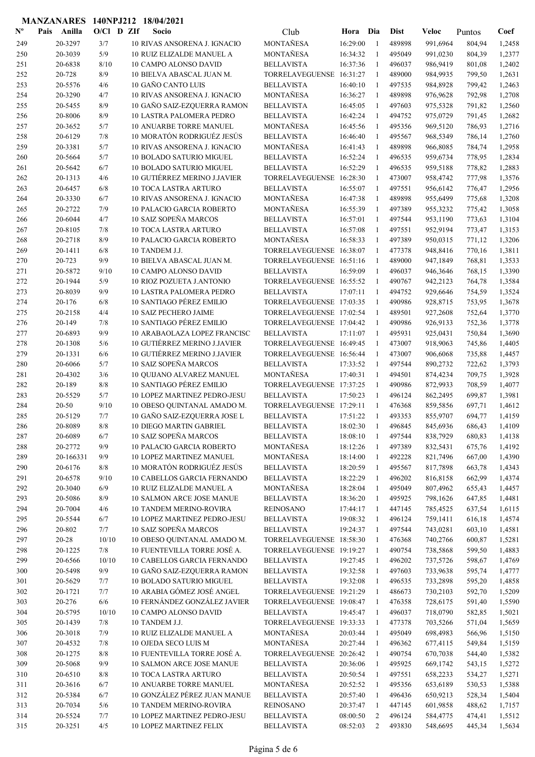# MANZANARES 140NPJ212 18/04/2021

| Nº | Pais | Anilla | O/Cl | D | ZIf | Socio | Club | Hora | Dia | Dist | Veloc | Puntos | Coef |
|---|---|---|---|---|---|---|---|---|---|---|---|---|---|
| 249 | | 20-3297 | 3/7 | | 10 | RIVAS ANSORENA J. IGNACIO | MONTAÑESA | 16:29:00 | 1 | 489898 | 991,6964 | 804,94 | 1,2458 |
| 250 | | 20-3039 | 5/9 | | 10 | RUIZ ELIZALDE MANUEL A | MONTAÑESA | 16:34:32 | 1 | 495049 | 991,0230 | 804,39 | 1,2377 |
| 251 | | 20-6838 | 8/10 | | 10 | CAMPO ALONSO DAVID | BELLAVISTA | 16:37:36 | 1 | 496037 | 986,9419 | 801,08 | 1,2402 |
| 252 | | 20-728 | 8/9 | | 10 | BIELVA ABASCAL JUAN M. | TORRELAVEGUENSE | 16:31:27 | 1 | 489000 | 984,9935 | 799,50 | 1,2631 |
| 253 | | 20-5576 | 4/6 | | 10 | GAÑO CANTO LUIS | BELLAVISTA | 16:40:10 | 1 | 497535 | 984,8928 | 799,42 | 1,2463 |
| 254 | | 20-3290 | 4/7 | | 10 | RIVAS ANSORENA J. IGNACIO | MONTAÑESA | 16:36:27 | 1 | 489898 | 976,9628 | 792,98 | 1,2708 |
| 255 | | 20-5455 | 8/9 | | 10 | GAÑO SAIZ-EZQUERRA RAMON | BELLAVISTA | 16:45:05 | 1 | 497603 | 975,5328 | 791,82 | 1,2560 |
| 256 | | 20-8006 | 8/9 | | 10 | LASTRA PALOMERA PEDRO | BELLAVISTA | 16:42:24 | 1 | 494752 | 975,0729 | 791,45 | 1,2682 |
| 257 | | 20-3652 | 5/7 | | 10 | ANUARBE TORRE MANUEL | MONTAÑESA | 16:45:56 | 1 | 495356 | 969,5120 | 786,93 | 1,2716 |
| 258 | | 20-6129 | 7/8 | | 10 | MORATÓN RODRIGUÉZ JESÚS | BELLAVISTA | 16:46:40 | 1 | 495567 | 968,5349 | 786,14 | 1,2760 |
| 259 | | 20-3381 | 5/7 | | 10 | RIVAS ANSORENA J. IGNACIO | MONTAÑESA | 16:41:43 | 1 | 489898 | 966,8085 | 784,74 | 1,2958 |
| 260 | | 20-5664 | 5/7 | | 10 | BOLADO SATURIO MIGUEL | BELLAVISTA | 16:52:24 | 1 | 496535 | 959,6734 | 778,95 | 1,2834 |
| 261 | | 20-5642 | 6/7 | | 10 | BOLADO SATURIO MIGUEL | BELLAVISTA | 16:52:29 | 1 | 496535 | 959,5188 | 778,82 | 1,2883 |
| 262 | | 20-1313 | 4/6 | | 10 | GUTIÉRREZ MERINO J.JAVIER | TORRELAVEGUENSE | 16:28:30 | 1 | 473007 | 958,4742 | 777,98 | 1,3576 |
| 263 | | 20-6457 | 6/8 | | 10 | TOCA LASTRA ARTURO | BELLAVISTA | 16:55:07 | 1 | 497551 | 956,6142 | 776,47 | 1,2956 |
| 264 | | 20-3330 | 6/7 | | 10 | RIVAS ANSORENA J. IGNACIO | MONTAÑESA | 16:47:38 | 1 | 489898 | 955,6499 | 775,68 | 1,3208 |
| 265 | | 20-2722 | 7/9 | | 10 | PALACIO GARCIA ROBERTO | MONTAÑESA | 16:55:39 | 1 | 497389 | 955,3232 | 775,42 | 1,3058 |
| 266 | | 20-6044 | 4/7 | | 10 | SAIZ SOPEÑA MARCOS | BELLAVISTA | 16:57:01 | 1 | 497544 | 953,1190 | 773,63 | 1,3104 |
| 267 | | 20-8105 | 7/8 | | 10 | TOCA LASTRA ARTURO | BELLAVISTA | 16:57:08 | 1 | 497551 | 952,9194 | 773,47 | 1,3153 |
| 268 | | 20-2718 | 8/9 | | 10 | PALACIO GARCIA ROBERTO | MONTAÑESA | 16:58:33 | 1 | 497389 | 950,0315 | 771,12 | 1,3206 |
| 269 | | 20-1411 | 6/8 | | 10 | TANDEM J.J. | TORRELAVEGUENSE | 16:38:07 | 1 | 477378 | 948,8416 | 770,16 | 1,3811 |
| 270 | | 20-723 | 9/9 | | 10 | BIELVA ABASCAL JUAN M. | TORRELAVEGUENSE | 16:51:16 | 1 | 489000 | 947,1849 | 768,81 | 1,3533 |
| 271 | | 20-5872 | 9/10 | | 10 | CAMPO ALONSO DAVID | BELLAVISTA | 16:59:09 | 1 | 496037 | 946,3646 | 768,15 | 1,3390 |
| 272 | | 20-1944 | 5/9 | | 10 | RIOZ POZUETA J.ANTONIO | TORRELAVEGUENSE | 16:55:52 | 1 | 490767 | 942,2123 | 764,78 | 1,3584 |
| 273 | | 20-8039 | 9/9 | | 10 | LASTRA PALOMERA PEDRO | BELLAVISTA | 17:07:11 | 1 | 494752 | 929,6646 | 754,59 | 1,3524 |
| 274 | | 20-176 | 6/8 | | 10 | SANTIAGO PÉREZ EMILIO | TORRELAVEGUENSE | 17:03:35 | 1 | 490986 | 928,8715 | 753,95 | 1,3678 |
| 275 | | 20-2158 | 4/4 | | 10 | SAIZ PECHERO JAIME | TORRELAVEGUENSE | 17:02:54 | 1 | 489501 | 927,2608 | 752,64 | 1,3770 |
| 276 | | 20-149 | 7/8 | | 10 | SANTIAGO PÉREZ EMILIO | TORRELAVEGUENSE | 17:04:42 | 1 | 490986 | 926,9133 | 752,36 | 1,3778 |
| 277 | | 20-6893 | 9/9 | | 10 | ARABAOLAZA LOPEZ FRANCISC | BELLAVISTA | 17:11:07 | 1 | 495931 | 925,0431 | 750,84 | 1,3690 |
| 278 | | 20-1308 | 5/6 | | 10 | GUTIÉRREZ MERINO J.JAVIER | TORRELAVEGUENSE | 16:49:45 | 1 | 473007 | 918,9063 | 745,86 | 1,4405 |
| 279 | | 20-1331 | 6/6 | | 10 | GUTIÉRREZ MERINO J.JAVIER | TORRELAVEGUENSE | 16:56:44 | 1 | 473007 | 906,6068 | 735,88 | 1,4457 |
| 280 | | 20-6066 | 5/7 | | 10 | SAIZ SOPEÑA MARCOS | BELLAVISTA | 17:33:52 | 1 | 497544 | 890,2732 | 722,62 | 1,3793 |
| 281 | | 20-4302 | 3/6 | | 10 | QUIJANO ALVAREZ MANUEL | MONTAÑESA | 17:40:31 | 1 | 494501 | 874,4234 | 709,75 | 1,3928 |
| 282 | | 20-189 | 8/8 | | 10 | SANTIAGO PÉREZ EMILIO | TORRELAVEGUENSE | 17:37:25 | 1 | 490986 | 872,9933 | 708,59 | 1,4077 |
| 283 | | 20-5529 | 5/7 | | 10 | LOPEZ MARTINEZ PEDRO-JESU | BELLAVISTA | 17:50:23 | 1 | 496124 | 862,2495 | 699,87 | 1,3981 |
| 284 | | 20-50 | 9/10 | | 10 | OBESO QUINTANAL AMADO M. | TORRELAVEGUENSE | 17:29:11 | 1 | 476368 | 859,5856 | 697,71 | 1,4612 |
| 285 | | 20-5129 | 7/7 | | 10 | GAÑO SAIZ-EZQUERRA JOSE L | BELLAVISTA | 17:51:22 | 1 | 493353 | 855,9707 | 694,77 | 1,4159 |
| 286 | | 20-8089 | 8/8 | | 10 | DIEGO MARTIN GABRIEL | BELLAVISTA | 18:02:30 | 1 | 496845 | 845,6936 | 686,43 | 1,4109 |
| 287 | | 20-6089 | 6/7 | | 10 | SAIZ SOPEÑA MARCOS | BELLAVISTA | 18:08:10 | 1 | 497544 | 838,7929 | 680,83 | 1,4138 |
| 288 | | 20-2772 | 9/9 | | 10 | PALACIO GARCIA ROBERTO | MONTAÑESA | 18:12:26 | 1 | 497389 | 832,5431 | 675,76 | 1,4192 |
| 289 | | 20-166331 | 9/9 | | 10 | LOPEZ MARTINEZ MANUEL | MONTAÑESA | 18:14:00 | 1 | 492228 | 821,7496 | 667,00 | 1,4390 |
| 290 | | 20-6176 | 8/8 | | 10 | MORATÓN RODRIGUÉZ JESÚS | BELLAVISTA | 18:20:59 | 1 | 495567 | 817,7898 | 663,78 | 1,4343 |
| 291 | | 20-6578 | 9/10 | | 10 | CABELLOS GARCIA FERNANDO | BELLAVISTA | 18:22:29 | 1 | 496202 | 816,8158 | 662,99 | 1,4374 |
| 292 | | 20-3040 | 6/9 | | 10 | RUIZ ELIZALDE MANUEL A | MONTAÑESA | 18:28:04 | 1 | 495049 | 807,4962 | 655,43 | 1,4457 |
| 293 | | 20-5086 | 8/9 | | 10 | SALMON ARCE JOSE MANUE | BELLAVISTA | 18:36:20 | 1 | 495925 | 798,1626 | 647,85 | 1,4481 |
| 294 | | 20-7004 | 4/6 | | 10 | TANDEM MERINO-ROVIRA | REINOSANO | 17:44:17 | 1 | 447145 | 785,4525 | 637,54 | 1,6115 |
| 295 | | 20-5544 | 6/7 | | 10 | LOPEZ MARTINEZ PEDRO-JESU | BELLAVISTA | 19:08:32 | 1 | 496124 | 759,1411 | 616,18 | 1,4574 |
| 296 | | 20-802 | 7/7 | | 10 | SAIZ SOPEÑA MARCOS | BELLAVISTA | 19:24:37 | 1 | 497544 | 743,0281 | 603,10 | 1,4581 |
| 297 | | 20-28 | 10/10 | | 10 | OBESO QUINTANAL AMADO M. | TORRELAVEGUENSE | 18:58:30 | 1 | 476368 | 740,2766 | 600,87 | 1,5281 |
| 298 | | 20-1225 | 7/8 | | 10 | FUENTEVILLA TORRE JOSÉ A. | TORRELAVEGUENSE | 19:19:27 | 1 | 490754 | 738,5868 | 599,50 | 1,4883 |
| 299 | | 20-6566 | 10/10 | | 10 | CABELLOS GARCIA FERNANDO | BELLAVISTA | 19:27:45 | 1 | 496202 | 737,5726 | 598,67 | 1,4769 |
| 300 | | 20-5498 | 9/9 | | 10 | GAÑO SAIZ-EZQUERRA RAMON | BELLAVISTA | 19:32:58 | 1 | 497603 | 733,9638 | 595,74 | 1,4777 |
| 301 | | 20-5629 | 7/7 | | 10 | BOLADO SATURIO MIGUEL | BELLAVISTA | 19:32:08 | 1 | 496535 | 733,2898 | 595,20 | 1,4858 |
| 302 | | 20-1721 | 7/7 | | 10 | ARABIA GÓMEZ JOSÉ ANGEL | TORRELAVEGUENSE | 19:21:29 | 1 | 486673 | 730,2103 | 592,70 | 1,5209 |
| 303 | | 20-276 | 6/6 | | 10 | FERNÁNDEZ GONZÁLEZ JAVIER | TORRELAVEGUENSE | 19:08:47 | 1 | 476358 | 728,6175 | 591,40 | 1,5590 |
| 304 | | 20-5795 | 10/10 | | 10 | CAMPO ALONSO DAVID | BELLAVISTA | 19:45:47 | 1 | 496037 | 718,0790 | 582,85 | 1,5021 |
| 305 | | 20-1439 | 7/8 | | 10 | TANDEM J.J. | TORRELAVEGUENSE | 19:33:33 | 1 | 477378 | 703,5266 | 571,04 | 1,5659 |
| 306 | | 20-3018 | 7/9 | | 10 | RUIZ ELIZALDE MANUEL A | MONTAÑESA | 20:03:44 | 1 | 495049 | 698,4983 | 566,96 | 1,5150 |
| 307 | | 20-4532 | 7/8 | | 10 | OJEDA SECO LUIS M | MONTAÑESA | 20:27:44 | 1 | 496362 | 677,4115 | 549,84 | 1,5159 |
| 308 | | 20-1275 | 8/8 | | 10 | FUENTEVILLA TORRE JOSÉ A. | TORRELAVEGUENSE | 20:26:42 | 1 | 490754 | 670,7038 | 544,40 | 1,5382 |
| 309 | | 20-5068 | 9/9 | | 10 | SALMON ARCE JOSE MANUE | BELLAVISTA | 20:36:06 | 1 | 495925 | 669,1742 | 543,15 | 1,5272 |
| 310 | | 20-6510 | 8/8 | | 10 | TOCA LASTRA ARTURO | BELLAVISTA | 20:50:54 | 1 | 497551 | 658,2233 | 534,27 | 1,5271 |
| 311 | | 20-3616 | 6/7 | | 10 | ANUARBE TORRE MANUEL | MONTAÑESA | 20:52:52 | 1 | 495356 | 653,6189 | 530,53 | 1,5388 |
| 312 | | 20-5384 | 6/7 | | 10 | GONZÁLEZ PÉREZ JUAN MANUE | BELLAVISTA | 20:57:40 | 1 | 496436 | 650,9213 | 528,34 | 1,5404 |
| 313 | | 20-7034 | 5/6 | | 10 | TANDEM MERINO-ROVIRA | REINOSANO | 20:37:47 | 1 | 447145 | 601,9858 | 488,62 | 1,7157 |
| 314 | | 20-5524 | 7/7 | | 10 | LOPEZ MARTINEZ PEDRO-JESU | BELLAVISTA | 08:00:50 | 2 | 496124 | 584,4775 | 474,41 | 1,5512 |
| 315 | | 20-3251 | 4/5 | | 10 | LOPEZ MARTINEZ FELIX | BELLAVISTA | 08:52:03 | 2 | 493830 | 548,6695 | 445,34 | 1,5634 |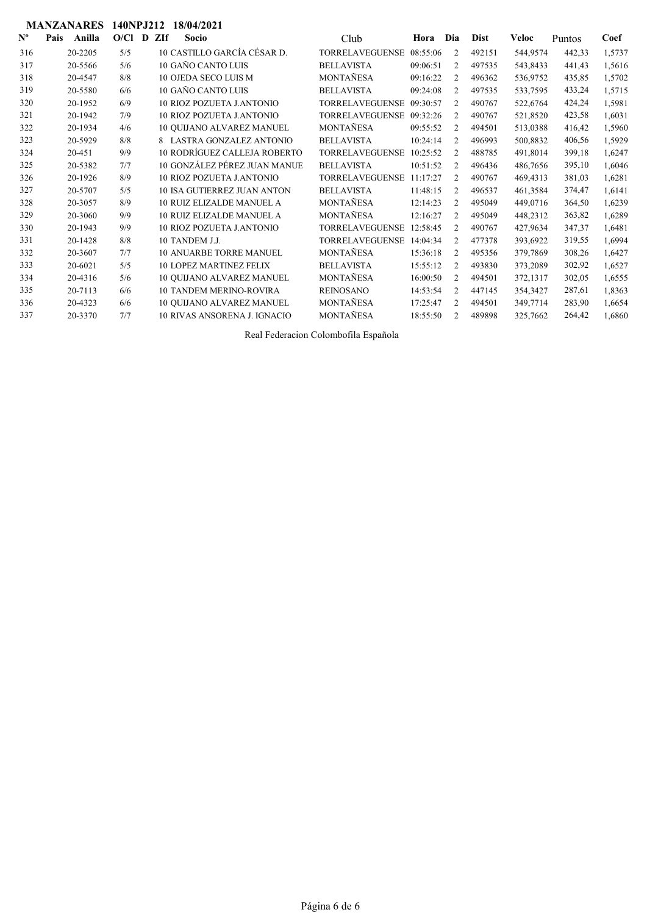**MANZANARES 140NPJ212 18/04/2021**

| Nº | Pais | Anilla | O/Cl | D | ZIf | Socio | Club | Hora | Dia | Dist | Veloc | Puntos | Coef |
|---|---|---|---|---|---|---|---|---|---|---|---|---|---|
| 316 | | 20-2205 | 5/5 | | 10 | CASTILLO GARCÍA CÉSAR D. | TORRELAVEGUENSE | 08:55:06 | 2 | 492151 | 544,9574 | 442,33 | 1,5737 |
| 317 | | 20-5566 | 5/6 | | 10 | GAÑO CANTO LUIS | BELLAVISTA | 09:06:51 | 2 | 497535 | 543,8433 | 441,43 | 1,5616 |
| 318 | | 20-4547 | 8/8 | | 10 | OJEDA SECO LUIS M | MONTAÑESA | 09:16:22 | 2 | 496362 | 536,9752 | 435,85 | 1,5702 |
| 319 | | 20-5580 | 6/6 | | 10 | GAÑO CANTO LUIS | BELLAVISTA | 09:24:08 | 2 | 497535 | 533,7595 | 433,24 | 1,5715 |
| 320 | | 20-1952 | 6/9 | | 10 | RIOZ POZUETA J.ANTONIO | TORRELAVEGUENSE | 09:30:57 | 2 | 490767 | 522,6764 | 424,24 | 1,5981 |
| 321 | | 20-1942 | 7/9 | | 10 | RIOZ POZUETA J.ANTONIO | TORRELAVEGUENSE | 09:32:26 | 2 | 490767 | 521,8520 | 423,58 | 1,6031 |
| 322 | | 20-1934 | 4/6 | | 10 | QUIJANO ALVAREZ MANUEL | MONTAÑESA | 09:55:52 | 2 | 494501 | 513,0388 | 416,42 | 1,5960 |
| 323 | | 20-5929 | 8/8 | | 8 | LASTRA GONZALEZ ANTONIO | BELLAVISTA | 10:24:14 | 2 | 496993 | 500,8832 | 406,56 | 1,5929 |
| 324 | | 20-451 | 9/9 | | 10 | RODRÍGUEZ CALLEJA ROBERTO | TORRELAVEGUENSE | 10:25:52 | 2 | 488785 | 491,8014 | 399,18 | 1,6247 |
| 325 | | 20-5382 | 7/7 | | 10 | GONZÁLEZ PÉREZ JUAN MANUE | BELLAVISTA | 10:51:52 | 2 | 496436 | 486,7656 | 395,10 | 1,6046 |
| 326 | | 20-1926 | 8/9 | | 10 | RIOZ POZUETA J.ANTONIO | TORRELAVEGUENSE | 11:17:27 | 2 | 490767 | 469,4313 | 381,03 | 1,6281 |
| 327 | | 20-5707 | 5/5 | | 10 | ISA GUTIERREZ JUAN ANTON | BELLAVISTA | 11:48:15 | 2 | 496537 | 461,3584 | 374,47 | 1,6141 |
| 328 | | 20-3057 | 8/9 | | 10 | RUIZ ELIZALDE MANUEL A | MONTAÑESA | 12:14:23 | 2 | 495049 | 449,0716 | 364,50 | 1,6239 |
| 329 | | 20-3060 | 9/9 | | 10 | RUIZ ELIZALDE MANUEL A | MONTAÑESA | 12:16:27 | 2 | 495049 | 448,2312 | 363,82 | 1,6289 |
| 330 | | 20-1943 | 9/9 | | 10 | RIOZ POZUETA J.ANTONIO | TORRELAVEGUENSE | 12:58:45 | 2 | 490767 | 427,9634 | 347,37 | 1,6481 |
| 331 | | 20-1428 | 8/8 | | 10 | TANDEM J.J. | TORRELAVEGUENSE | 14:04:34 | 2 | 477378 | 393,6922 | 319,55 | 1,6994 |
| 332 | | 20-3607 | 7/7 | | 10 | ANUARBE TORRE MANUEL | MONTAÑESA | 15:36:18 | 2 | 495356 | 379,7869 | 308,26 | 1,6427 |
| 333 | | 20-6021 | 5/5 | | 10 | LOPEZ MARTINEZ FELIX | BELLAVISTA | 15:55:12 | 2 | 493830 | 373,2089 | 302,92 | 1,6527 |
| 334 | | 20-4316 | 5/6 | | 10 | QUIJANO ALVAREZ MANUEL | MONTAÑESA | 16:00:50 | 2 | 494501 | 372,1317 | 302,05 | 1,6555 |
| 335 | | 20-7113 | 6/6 | | 10 | TANDEM MERINO-ROVIRA | REINOSANO | 14:53:54 | 2 | 447145 | 354,3427 | 287,61 | 1,8363 |
| 336 | | 20-4323 | 6/6 | | 10 | QUIJANO ALVAREZ MANUEL | MONTAÑESA | 17:25:47 | 2 | 494501 | 349,7714 | 283,90 | 1,6654 |
| 337 | | 20-3370 | 7/7 | | 10 | RIVAS ANSORENA J. IGNACIO | MONTAÑESA | 18:55:50 | 2 | 489898 | 325,7662 | 264,42 | 1,6860 |

Real Federacion Colombofila Española